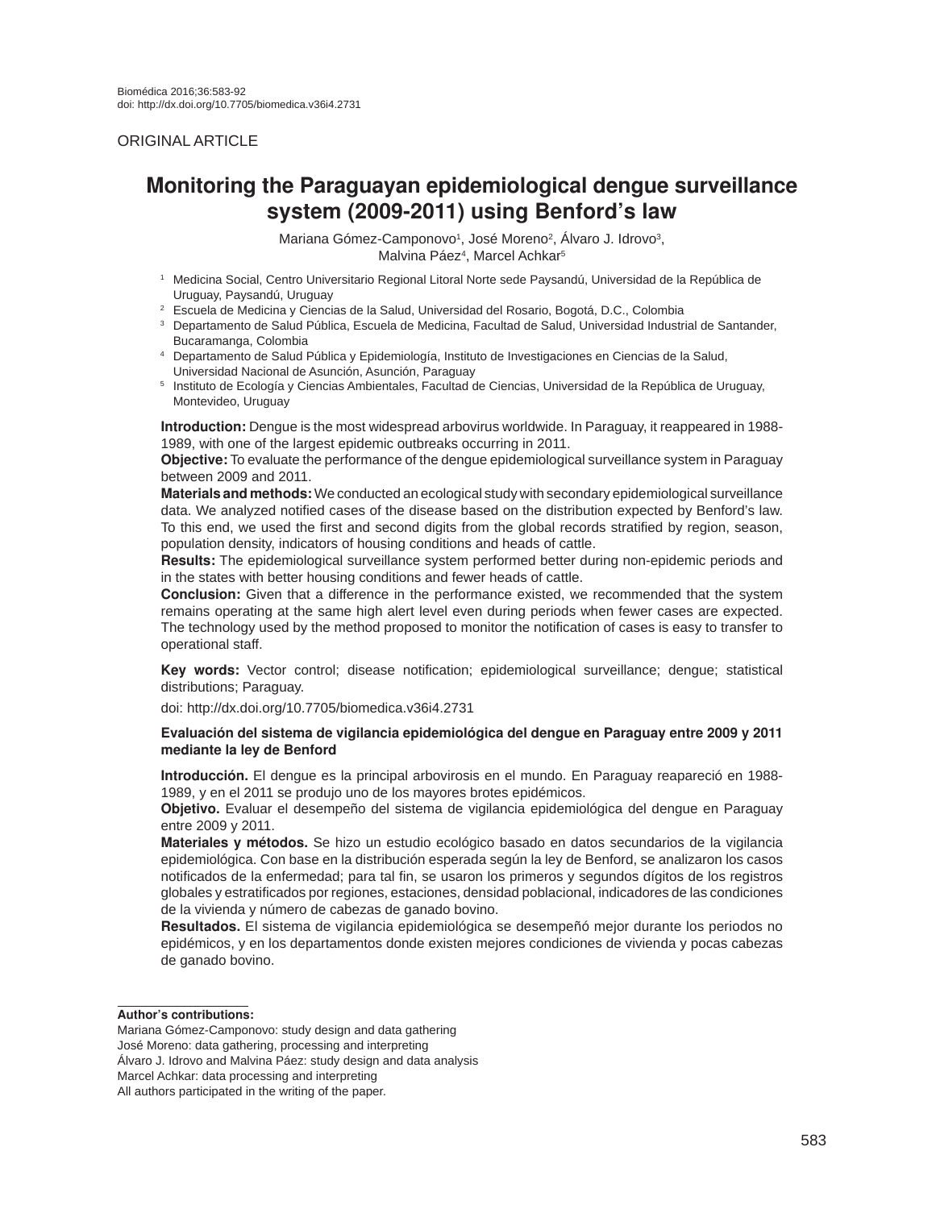ORIGINAL ARTICLE

# Monitoring the Paraguayan epidemiological dengue surveillance system (2009-2011) using Benford's law

Mariana Gómez-Camponovo[1], José Moreno[2], Álvaro J. Idrovo[3], Malvina Páez[4], Marcel Achkar[5]

[1] Medicina Social, Centro Universitario Regional Litoral Norte sede Paysandú, Universidad de la República de Uruguay, Paysandú, Uruguay

[2] Escuela de Medicina y Ciencias de la Salud, Universidad del Rosario, Bogotá, D.C., Colombia

[3] Departamento de Salud Pública, Escuela de Medicina, Facultad de Salud, Universidad Industrial de Santander, Bucaramanga, Colombia

[4] Departamento de Salud Pública y Epidemiología, Instituto de Investigaciones en Ciencias de la Salud, Universidad Nacional de Asunción, Asunción, Paraguay

[5] Instituto de Ecología y Ciencias Ambientales, Facultad de Ciencias, Universidad de la República de Uruguay, Montevideo, Uruguay

**Introduction:** Dengue is the most widespread arbovirus worldwide. In Paraguay, it reappeared in 1988-1989, with one of the largest epidemic outbreaks occurring in 2011.

**Objective:** To evaluate the performance of the dengue epidemiological surveillance system in Paraguay between 2009 and 2011.

**Materials and methods:** We conducted an ecological study with secondary epidemiological surveillance data. We analyzed notified cases of the disease based on the distribution expected by Benford's law. To this end, we used the first and second digits from the global records stratified by region, season, population density, indicators of housing conditions and heads of cattle.

**Results:** The epidemiological surveillance system performed better during non-epidemic periods and in the states with better housing conditions and fewer heads of cattle.

**Conclusion:** Given that a difference in the performance existed, we recommended that the system remains operating at the same high alert level even during periods when fewer cases are expected. The technology used by the method proposed to monitor the notification of cases is easy to transfer to operational staff.

**Key words:** Vector control; disease notification; epidemiological surveillance; dengue; statistical distributions; Paraguay.

doi: http://dx.doi.org/10.7705/biomedica.v36i4.2731

### Evaluación del sistema de vigilancia epidemiológica del dengue en Paraguay entre 2009 y 2011 mediante la ley de Benford

**Introducción.** El dengue es la principal arbovirosis en el mundo. En Paraguay reapareció en 1988-1989, y en el 2011 se produjo uno de los mayores brotes epidémicos.

**Objetivo.** Evaluar el desempeño del sistema de vigilancia epidemiológica del dengue en Paraguay entre 2009 y 2011.

**Materiales y métodos.** Se hizo un estudio ecológico basado en datos secundarios de la vigilancia epidemiológica. Con base en la distribución esperada según la ley de Benford, se analizaron los casos notificados de la enfermedad; para tal fin, se usaron los primeros y segundos dígitos de los registros globales y estratificados por regiones, estaciones, densidad poblacional, indicadores de las condiciones de la vivienda y número de cabezas de ganado bovino.

**Resultados.** El sistema de vigilancia epidemiológica se desempeñó mejor durante los periodos no epidémicos, y en los departamentos donde existen mejores condiciones de vivienda y pocas cabezas de ganado bovino.

**Author's contributions:**

Mariana Gómez-Camponovo: study design and data gathering

José Moreno: data gathering, processing and interpreting

Álvaro J. Idrovo and Malvina Páez: study design and data analysis

Marcel Achkar: data processing and interpreting

All authors participated in the writing of the paper.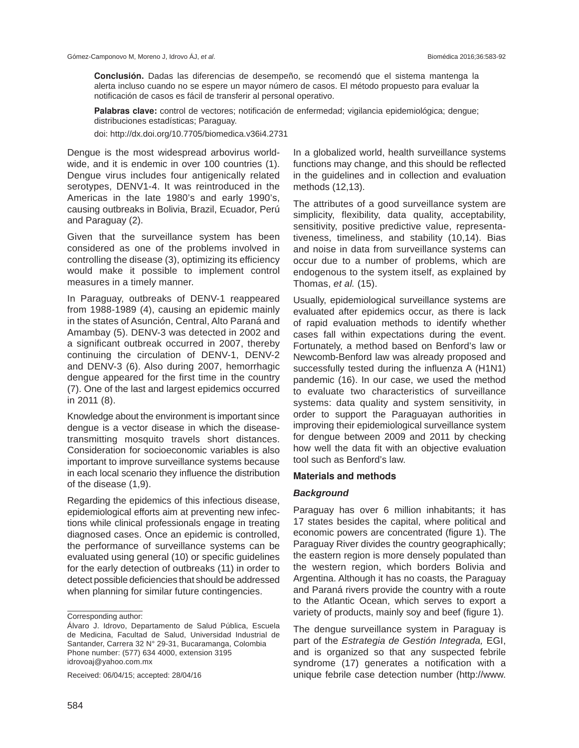**Conclusión.** Dadas las diferencias de desempeño, se recomendó que el sistema mantenga la alerta incluso cuando no se espere un mayor número de casos. El método propuesto para evaluar la notificación de casos es fácil de transferir al personal operativo.

**Palabras clave:** control de vectores; notificación de enfermedad; vigilancia epidemiológica; dengue; distribuciones estadísticas; Paraguay.

doi: http://dx.doi.org/10.7705/biomedica.v36i4.2731

Dengue is the most widespread arbovirus worldwide, and it is endemic in over 100 countries (1). Dengue virus includes four antigenically related serotypes, DENV1-4. It was reintroduced in the Americas in the late 1980's and early 1990's, causing outbreaks in Bolivia, Brazil, Ecuador, Perú and Paraguay (2).

Given that the surveillance system has been considered as one of the problems involved in controlling the disease (3), optimizing its efficiency would make it possible to implement control measures in a timely manner.

In Paraguay, outbreaks of DENV-1 reappeared from 1988-1989 (4), causing an epidemic mainly in the states of Asunción, Central, Alto Paraná and Amambay (5). DENV-3 was detected in 2002 and a significant outbreak occurred in 2007, thereby continuing the circulation of DENV-1, DENV-2 and DENV-3 (6). Also during 2007, hemorrhagic dengue appeared for the first time in the country (7). One of the last and largest epidemics occurred in 2011 (8).

Knowledge about the environment is important since dengue is a vector disease in which the disease-transmitting mosquito travels short distances. Consideration for socioeconomic variables is also important to improve surveillance systems because in each local scenario they influence the distribution of the disease (1,9).

Regarding the epidemics of this infectious disease, epidemiological efforts aim at preventing new infections while clinical professionals engage in treating diagnosed cases. Once an epidemic is controlled, the performance of surveillance systems can be evaluated using general (10) or specific guidelines for the early detection of outbreaks (11) in order to detect possible deficiencies that should be addressed when planning for similar future contingencies.

In a globalized world, health surveillance systems functions may change, and this should be reflected in the guidelines and in collection and evaluation methods (12,13).

The attributes of a good surveillance system are simplicity, flexibility, data quality, acceptability, sensitivity, positive predictive value, representativeness, timeliness, and stability (10,14). Bias and noise in data from surveillance systems can occur due to a number of problems, which are endogenous to the system itself, as explained by Thomas, *et al.* (15).

Usually, epidemiological surveillance systems are evaluated after epidemics occur, as there is lack of rapid evaluation methods to identify whether cases fall within expectations during the event. Fortunately, a method based on Benford's law or Newcomb-Benford law was already proposed and successfully tested during the influenza A (H1N1) pandemic (16). In our case, we used the method to evaluate two characteristics of surveillance systems: data quality and system sensitivity, in order to support the Paraguayan authorities in improving their epidemiological surveillance system for dengue between 2009 and 2011 by checking how well the data fit with an objective evaluation tool such as Benford's law.

## Materials and methods

### *Background*

Paraguay has over 6 million inhabitants; it has 17 states besides the capital, where political and economic powers are concentrated (figure 1). The Paraguay River divides the country geographically; the eastern region is more densely populated than the western region, which borders Bolivia and Argentina. Although it has no coasts, the Paraguay and Paraná rivers provide the country with a route to the Atlantic Ocean, which serves to export a variety of products, mainly soy and beef (figure 1).

The dengue surveillance system in Paraguay is part of the *Estrategia de Gestión Integrada,* EGI, and is organized so that any suspected febrile syndrome (17) generates a notification with a unique febrile case detection number (http://www.

---

Corresponding author:
Álvaro J. Idrovo, Departamento de Salud Pública, Escuela de Medicina, Facultad de Salud, Universidad Industrial de Santander, Carrera 32 N° 29-31, Bucaramanga, Colombia
Phone number: (577) 634 4000, extension 3195
idrovoaj@yahoo.com.mx

Received: 06/04/15; accepted: 28/04/16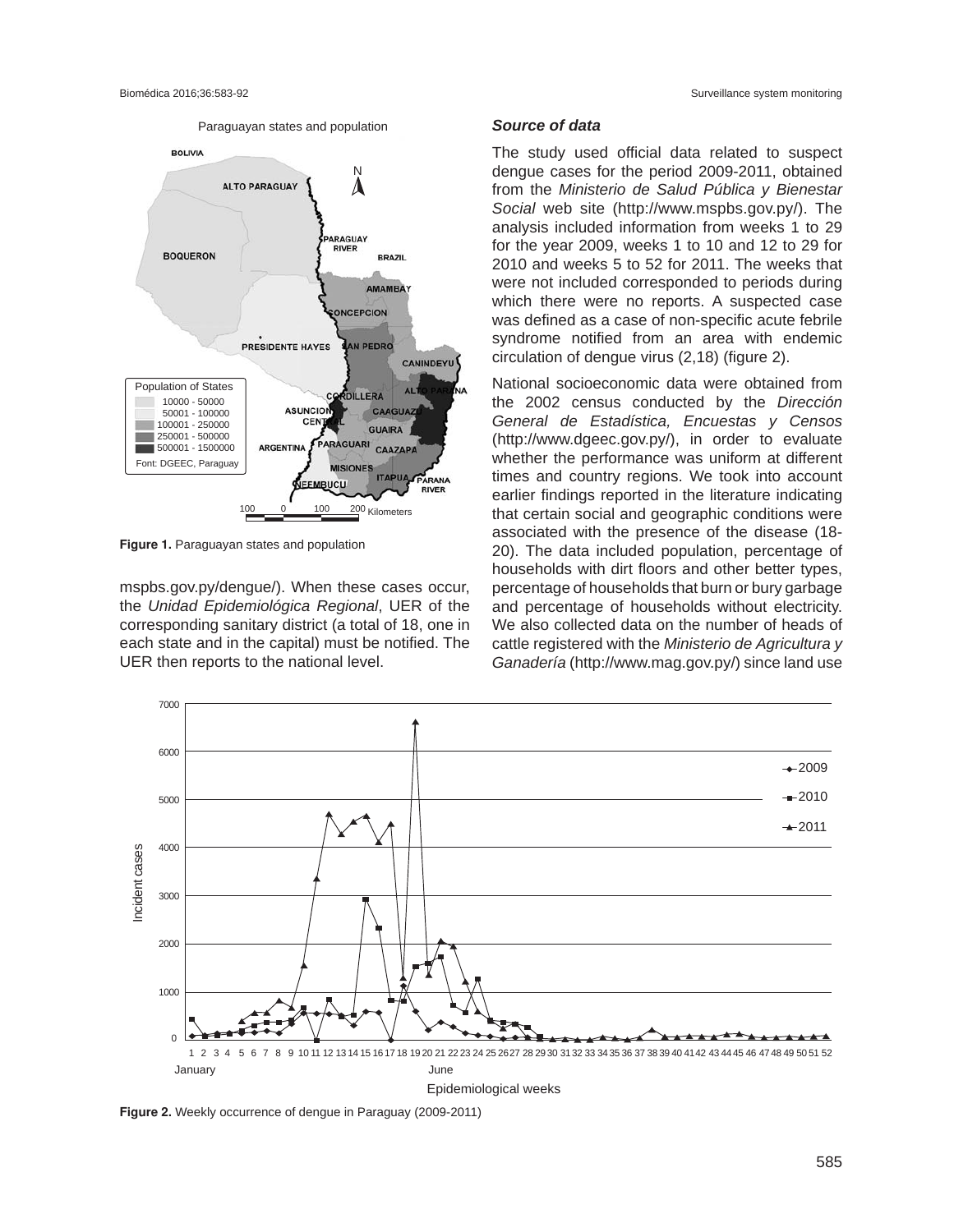Figure 1. Paraguayan states and population

mspbs.gov.py/dengue/). When these cases occur, the *Unidad Epidemiológica Regional*, UER of the corresponding sanitary district (a total of 18, one in each state and in the capital) must be notified. The UER then reports to the national level.

### *Source of data*

The study used official data related to suspect dengue cases for the period 2009-2011, obtained from the *Ministerio de Salud Pública y Bienestar Social* web site (http://www.mspbs.gov.py/). The analysis included information from weeks 1 to 29 for the year 2009, weeks 1 to 10 and 12 to 29 for 2010 and weeks 5 to 52 for 2011. The weeks that were not included corresponded to periods during which there were no reports. A suspected case was defined as a case of non-specific acute febrile syndrome notified from an area with endemic circulation of dengue virus (2,18) (figure 2).

National socioeconomic data were obtained from the 2002 census conducted by the *Dirección General de Estadística, Encuestas y Censos* (http://www.dgeec.gov.py/), in order to evaluate whether the performance was uniform at different times and country regions. We took into account earlier findings reported in the literature indicating that certain social and geographic conditions were associated with the presence of the disease (18-20). The data included population, percentage of households with dirt floors and other better types, percentage of households that burn or bury garbage and percentage of households without electricity. We also collected data on the number of heads of cattle registered with the *Ministerio de Agricultura y Ganadería* (http://www.mag.gov.py/) since land use

Figure 2. Weekly occurrence of dengue in Paraguay (2009-2011)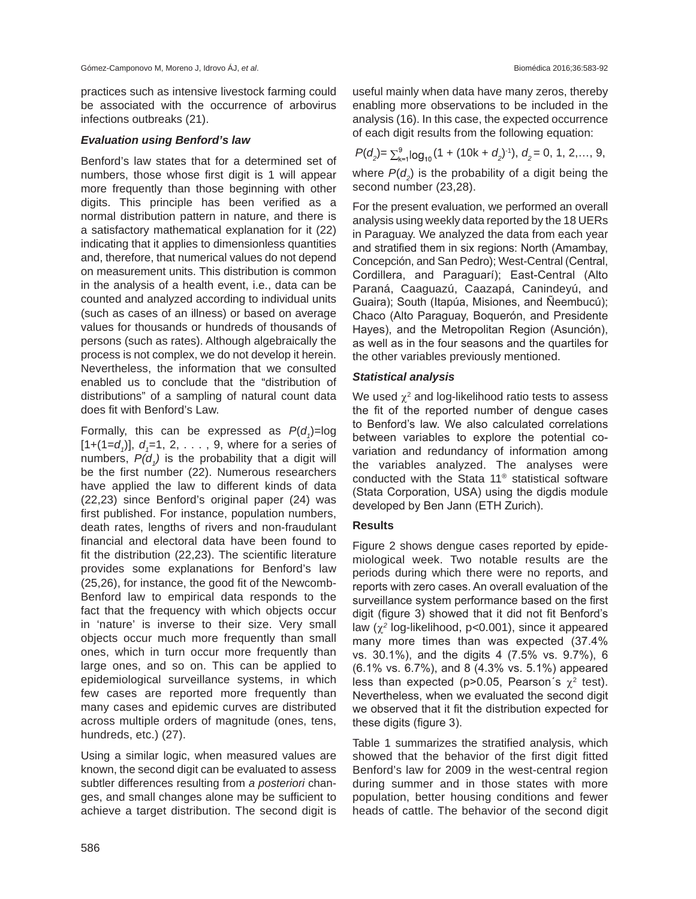practices such as intensive livestock farming could be associated with the occurrence of arbovirus infections outbreaks (21).

### *Evaluation using Benford's law*

Benford's law states that for a determined set of numbers, those whose first digit is 1 will appear more frequently than those beginning with other digits. This principle has been verified as a normal distribution pattern in nature, and there is a satisfactory mathematical explanation for it (22) indicating that it applies to dimensionless quantities and, therefore, that numerical values do not depend on measurement units. This distribution is common in the analysis of a health event, i.e., data can be counted and analyzed according to individual units (such as cases of an illness) or based on average values for thousands or hundreds of thousands of persons (such as rates). Although algebraically the process is not complex, we do not develop it herein. Nevertheless, the information that we consulted enabled us to conclude that the "distribution of distributions" of a sampling of natural count data does fit with Benford's Law.

Formally, this can be expressed as $P(d_1)$=log [1+(1=$d_1$)], $d_1$=1, 2, . . . , 9, where for a series of numbers, $P(d_1)$ is the probability that a digit will be the first number (22). Numerous researchers have applied the law to different kinds of data (22,23) since Benford's original paper (24) was first published. For instance, population numbers, death rates, lengths of rivers and non-fraudulant financial and electoral data have been found to fit the distribution (22,23). The scientific literature provides some explanations for Benford's law (25,26), for instance, the good fit of the Newcomb-Benford law to empirical data responds to the fact that the frequency with which objects occur in 'nature' is inverse to their size. Very small objects occur much more frequently than small ones, which in turn occur more frequently than large ones, and so on. This can be applied to epidemiological surveillance systems, in which few cases are reported more frequently than many cases and epidemic curves are distributed across multiple orders of magnitude (ones, tens, hundreds, etc.) (27).

Using a similar logic, when measured values are known, the second digit can be evaluated to assess subtler differences resulting from *a posteriori* changes, and small changes alone may be sufficient to achieve a target distribution. The second digit is useful mainly when data have many zeros, thereby enabling more observations to be included in the analysis (16). In this case, the expected occurrence of each digit results from the following equation:

$$P(d_2)= \sum_{k=1}^{9} \log_{10} (1 + (10k + d_2)^{-1}),\ d_2 = 0, 1, 2,\ldots, 9,$$

where $P(d_2)$ is the probability of a digit being the second number (23,28).

For the present evaluation, we performed an overall analysis using weekly data reported by the 18 UERs in Paraguay. We analyzed the data from each year and stratified them in six regions: North (Amambay, Concepción, and San Pedro); West-Central (Central, Cordillera, and Paraguarí); East-Central (Alto Paraná, Caaguazú, Caazapá, Canindeyú, and Guaira); South (Itapúa, Misiones, and Ñeembucú); Chaco (Alto Paraguay, Boquerón, and Presidente Hayes), and the Metropolitan Region (Asunción), as well as in the four seasons and the quartiles for the other variables previously mentioned.

### *Statistical analysis*

We used $\chi^2$ and log-likelihood ratio tests to assess the fit of the reported number of dengue cases to Benford's law. We also calculated correlations between variables to explore the potential co-variation and redundancy of information among the variables analyzed. The analyses were conducted with the Stata 11® statistical software (Stata Corporation, USA) using the digdis module developed by Ben Jann (ETH Zurich).

## Results

Figure 2 shows dengue cases reported by epidemiological week. Two notable results are the periods during which there were no reports, and reports with zero cases. An overall evaluation of the surveillance system performance based on the first digit (figure 3) showed that it did not fit Benford's law ($\chi^2$ log-likelihood, $p<0.001$), since it appeared many more times than was expected (37.4% vs. 30.1%), and the digits 4 (7.5% vs. 9.7%), 6 (6.1% vs. 6.7%), and 8 (4.3% vs. 5.1%) appeared less than expected ($p>0.05$, Pearson´s $\chi^2$ test). Nevertheless, when we evaluated the second digit we observed that it fit the distribution expected for these digits (figure 3).

Table 1 summarizes the stratified analysis, which showed that the behavior of the first digit fitted Benford's law for 2009 in the west-central region during summer and in those states with more population, better housing conditions and fewer heads of cattle. The behavior of the second digit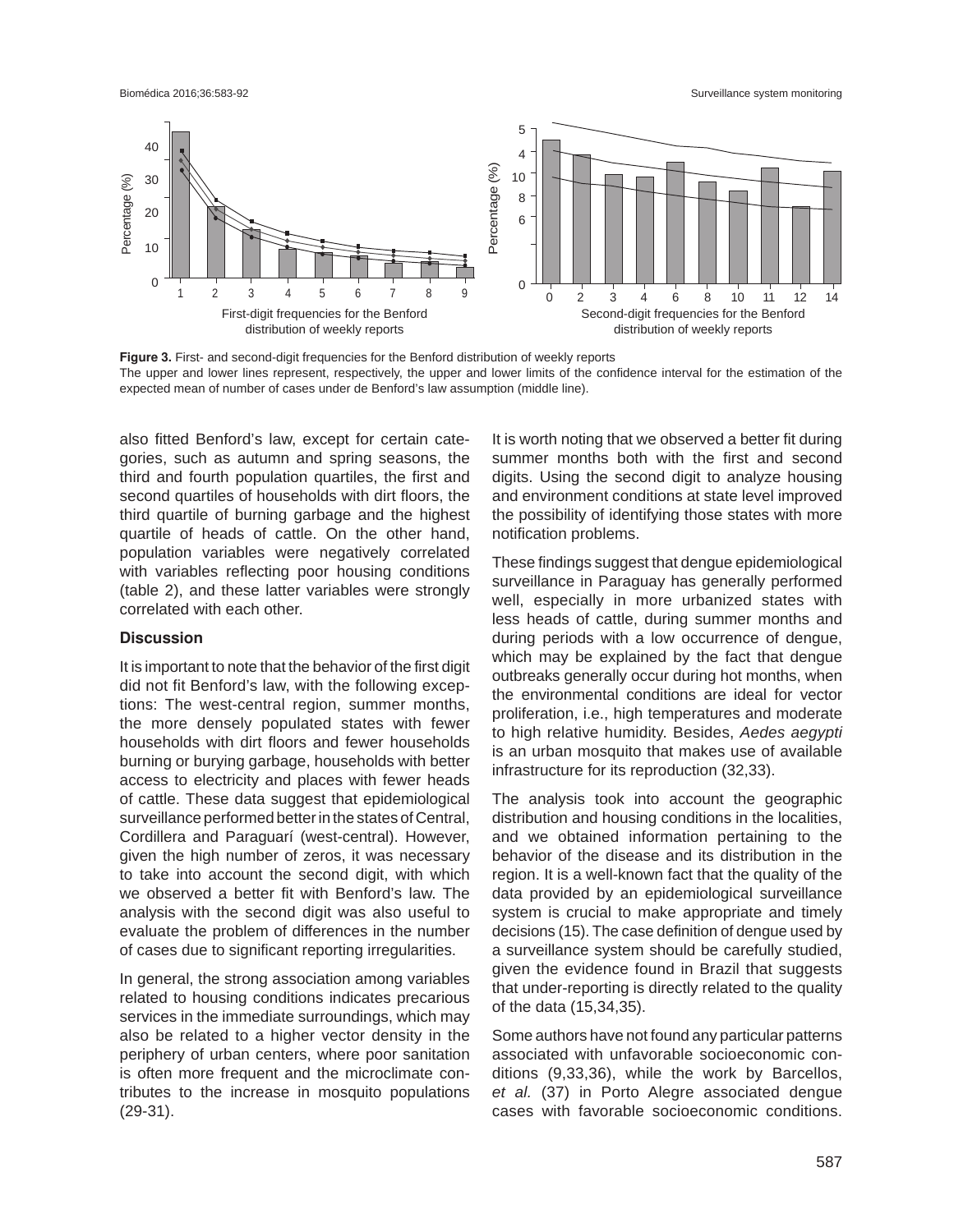40

30

20

10

0

Percentage (%)

1 2 3 4 5 6 7 8 9

First-digit frequencies for the Benford distribution of weekly reports

5

4

10

8

6

0

Percentage (%)

0 2 3 4 6 8 10 11 12 14

Second-digit frequencies for the Benford distribution of weekly reports

**Figure 3.** First- and second-digit frequencies for the Benford distribution of weekly reports
The upper and lower lines represent, respectively, the upper and lower limits of the confidence interval for the estimation of the expected mean of number of cases under de Benford's law assumption (middle line).

also fitted Benford's law, except for certain categories, such as autumn and spring seasons, the third and fourth population quartiles, the first and second quartiles of households with dirt floors, the third quartile of burning garbage and the highest quartile of heads of cattle. On the other hand, population variables were negatively correlated with variables reflecting poor housing conditions (table 2), and these latter variables were strongly correlated with each other.

## Discussion

It is important to note that the behavior of the first digit did not fit Benford's law, with the following exceptions: The west-central region, summer months, the more densely populated states with fewer households with dirt floors and fewer households burning or burying garbage, households with better access to electricity and places with fewer heads of cattle. These data suggest that epidemiological surveillance performed better in the states of Central, Cordillera and Paraguarí (west-central). However, given the high number of zeros, it was necessary to take into account the second digit, with which we observed a better fit with Benford's law. The analysis with the second digit was also useful to evaluate the problem of differences in the number of cases due to significant reporting irregularities.

In general, the strong association among variables related to housing conditions indicates precarious services in the immediate surroundings, which may also be related to a higher vector density in the periphery of urban centers, where poor sanitation is often more frequent and the microclimate contributes to the increase in mosquito populations (29-31).

It is worth noting that we observed a better fit during summer months both with the first and second digits. Using the second digit to analyze housing and environment conditions at state level improved the possibility of identifying those states with more notification problems.

These findings suggest that dengue epidemiological surveillance in Paraguay has generally performed well, especially in more urbanized states with less heads of cattle, during summer months and during periods with a low occurrence of dengue, which may be explained by the fact that dengue outbreaks generally occur during hot months, when the environmental conditions are ideal for vector proliferation, i.e., high temperatures and moderate to high relative humidity. Besides, *Aedes aegypti* is an urban mosquito that makes use of available infrastructure for its reproduction (32,33).

The analysis took into account the geographic distribution and housing conditions in the localities, and we obtained information pertaining to the behavior of the disease and its distribution in the region. It is a well-known fact that the quality of the data provided by an epidemiological surveillance system is crucial to make appropriate and timely decisions (15). The case definition of dengue used by a surveillance system should be carefully studied, given the evidence found in Brazil that suggests that under-reporting is directly related to the quality of the data (15,34,35).

Some authors have not found any particular patterns associated with unfavorable socioeconomic conditions (9,33,36), while the work by Barcellos, *et al.* (37) in Porto Alegre associated dengue cases with favorable socioeconomic conditions.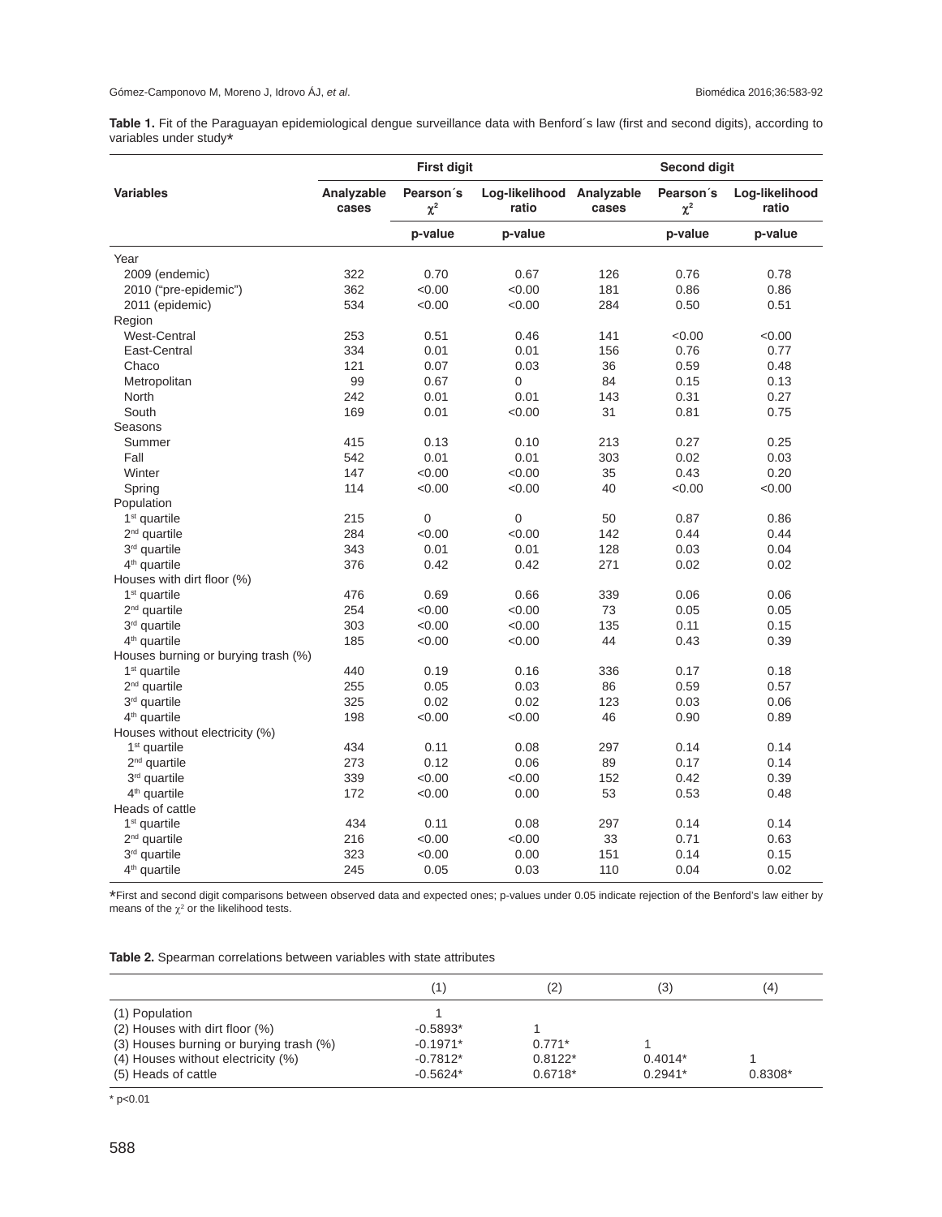**Table 1.** Fit of the Paraguayan epidemiological dengue surveillance data with Benford´s law (first and second digits), according to variables under study*

| Variables | First digit | | | Second digit | | |
|---|---|---|---|---|---|---|
| | Analyzable cases | Pearson´s $\chi^2$ | Log-likelihood ratio | Analyzable cases | Pearson´s $\chi^2$ | Log-likelihood ratio |
| | | p-value | p-value | | p-value | p-value |
| Year | | | | | | |
| 2009 (endemic) | 322 | 0.70 | 0.67 | 126 | 0.76 | 0.78 |
| 2010 ("pre-epidemic") | 362 | <0.00 | <0.00 | 181 | 0.86 | 0.86 |
| 2011 (epidemic) | 534 | <0.00 | <0.00 | 284 | 0.50 | 0.51 |
| Region | | | | | | |
| West-Central | 253 | 0.51 | 0.46 | 141 | <0.00 | <0.00 |
| East-Central | 334 | 0.01 | 0.01 | 156 | 0.76 | 0.77 |
| Chaco | 121 | 0.07 | 0.03 | 36 | 0.59 | 0.48 |
| Metropolitan | 99 | 0.67 | 0 | 84 | 0.15 | 0.13 |
| North | 242 | 0.01 | 0.01 | 143 | 0.31 | 0.27 |
| South | 169 | 0.01 | <0.00 | 31 | 0.81 | 0.75 |
| Seasons | | | | | | |
| Summer | 415 | 0.13 | 0.10 | 213 | 0.27 | 0.25 |
| Fall | 542 | 0.01 | 0.01 | 303 | 0.02 | 0.03 |
| Winter | 147 | <0.00 | <0.00 | 35 | 0.43 | 0.20 |
| Spring | 114 | <0.00 | <0.00 | 40 | <0.00 | <0.00 |
| Population | | | | | | |
| 1st quartile | 215 | 0 | 0 | 50 | 0.87 | 0.86 |
| 2nd quartile | 284 | <0.00 | <0.00 | 142 | 0.44 | 0.44 |
| 3rd quartile | 343 | 0.01 | 0.01 | 128 | 0.03 | 0.04 |
| 4th quartile | 376 | 0.42 | 0.42 | 271 | 0.02 | 0.02 |
| Houses with dirt floor (%) | | | | | | |
| 1st quartile | 476 | 0.69 | 0.66 | 339 | 0.06 | 0.06 |
| 2nd quartile | 254 | <0.00 | <0.00 | 73 | 0.05 | 0.05 |
| 3rd quartile | 303 | <0.00 | <0.00 | 135 | 0.11 | 0.15 |
| 4th quartile | 185 | <0.00 | <0.00 | 44 | 0.43 | 0.39 |
| Houses burning or burying trash (%) | | | | | | |
| 1st quartile | 440 | 0.19 | 0.16 | 336 | 0.17 | 0.18 |
| 2nd quartile | 255 | 0.05 | 0.03 | 86 | 0.59 | 0.57 |
| 3rd quartile | 325 | 0.02 | 0.02 | 123 | 0.03 | 0.06 |
| 4th quartile | 198 | <0.00 | <0.00 | 46 | 0.90 | 0.89 |
| Houses without electricity (%) | | | | | | |
| 1st quartile | 434 | 0.11 | 0.08 | 297 | 0.14 | 0.14 |
| 2nd quartile | 273 | 0.12 | 0.06 | 89 | 0.17 | 0.14 |
| 3rd quartile | 339 | <0.00 | <0.00 | 152 | 0.42 | 0.39 |
| 4th quartile | 172 | <0.00 | 0.00 | 53 | 0.53 | 0.48 |
| Heads of cattle | | | | | | |
| 1st quartile | 434 | 0.11 | 0.08 | 297 | 0.14 | 0.14 |
| 2nd quartile | 216 | <0.00 | <0.00 | 33 | 0.71 | 0.63 |
| 3rd quartile | 323 | <0.00 | 0.00 | 151 | 0.14 | 0.15 |
| 4th quartile | 245 | 0.05 | 0.03 | 110 | 0.04 | 0.02 |

*First and second digit comparisons between observed data and expected ones; p-values under 0.05 indicate rejection of the Benford's law either by means of the $\chi^2$ or the likelihood tests.

**Table 2.** Spearman correlations between variables with state attributes

| | (1) | (2) | (3) | (4) |
|---|---|---|---|---|
| (1) Population | 1 | | | |
| (2) Houses with dirt floor (%) | -0.5893* | 1 | | |
| (3) Houses burning or burying trash (%) | -0.1971* | 0.771* | 1 | |
| (4) Houses without electricity (%) | -0.7812* | 0.8122* | 0.4014* | 1 |
| (5) Heads of cattle | -0.5624* | 0.6718* | 0.2941* | 0.8308* |

* $p<0.01$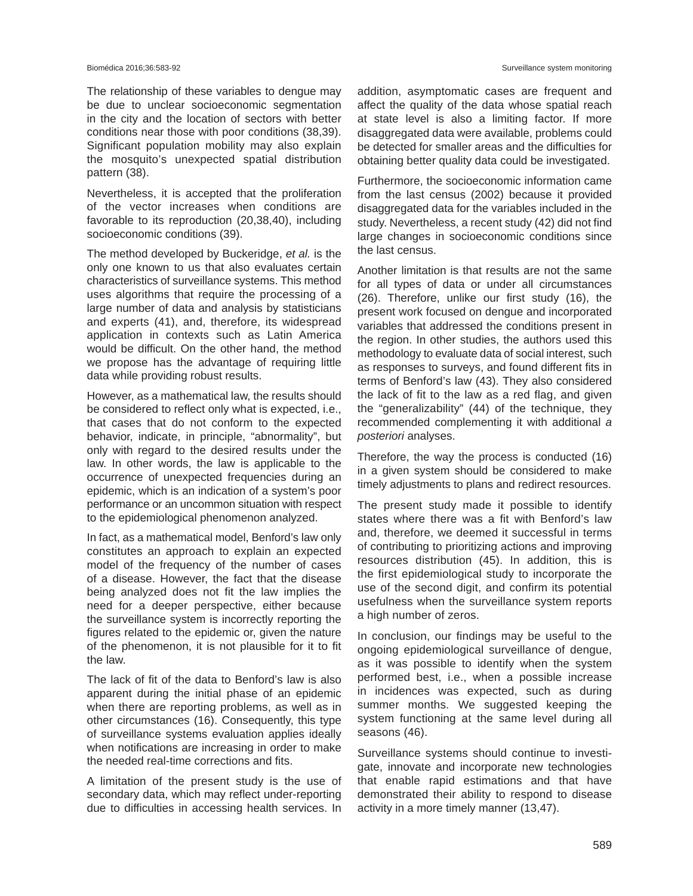The relationship of these variables to dengue may be due to unclear socioeconomic segmentation in the city and the location of sectors with better conditions near those with poor conditions (38,39). Significant population mobility may also explain the mosquito's unexpected spatial distribution pattern (38).

Nevertheless, it is accepted that the proliferation of the vector increases when conditions are favorable to its reproduction (20,38,40), including socioeconomic conditions (39).

The method developed by Buckeridge, *et al.* is the only one known to us that also evaluates certain characteristics of surveillance systems. This method uses algorithms that require the processing of a large number of data and analysis by statisticians and experts (41), and, therefore, its widespread application in contexts such as Latin America would be difficult. On the other hand, the method we propose has the advantage of requiring little data while providing robust results.

However, as a mathematical law, the results should be considered to reflect only what is expected, i.e., that cases that do not conform to the expected behavior, indicate, in principle, "abnormality", but only with regard to the desired results under the law. In other words, the law is applicable to the occurrence of unexpected frequencies during an epidemic, which is an indication of a system's poor performance or an uncommon situation with respect to the epidemiological phenomenon analyzed.

In fact, as a mathematical model, Benford's law only constitutes an approach to explain an expected model of the frequency of the number of cases of a disease. However, the fact that the disease being analyzed does not fit the law implies the need for a deeper perspective, either because the surveillance system is incorrectly reporting the figures related to the epidemic or, given the nature of the phenomenon, it is not plausible for it to fit the law.

The lack of fit of the data to Benford's law is also apparent during the initial phase of an epidemic when there are reporting problems, as well as in other circumstances (16). Consequently, this type of surveillance systems evaluation applies ideally when notifications are increasing in order to make the needed real-time corrections and fits.

A limitation of the present study is the use of secondary data, which may reflect under-reporting due to difficulties in accessing health services. In addition, asymptomatic cases are frequent and affect the quality of the data whose spatial reach at state level is also a limiting factor. If more disaggregated data were available, problems could be detected for smaller areas and the difficulties for obtaining better quality data could be investigated.

Furthermore, the socioeconomic information came from the last census (2002) because it provided disaggregated data for the variables included in the study. Nevertheless, a recent study (42) did not find large changes in socioeconomic conditions since the last census.

Another limitation is that results are not the same for all types of data or under all circumstances (26). Therefore, unlike our first study (16), the present work focused on dengue and incorporated variables that addressed the conditions present in the region. In other studies, the authors used this methodology to evaluate data of social interest, such as responses to surveys, and found different fits in terms of Benford's law (43). They also considered the lack of fit to the law as a red flag, and given the "generalizability" (44) of the technique, they recommended complementing it with additional *a posteriori* analyses.

Therefore, the way the process is conducted (16) in a given system should be considered to make timely adjustments to plans and redirect resources.

The present study made it possible to identify states where there was a fit with Benford's law and, therefore, we deemed it successful in terms of contributing to prioritizing actions and improving resources distribution (45). In addition, this is the first epidemiological study to incorporate the use of the second digit, and confirm its potential usefulness when the surveillance system reports a high number of zeros.

In conclusion, our findings may be useful to the ongoing epidemiological surveillance of dengue, as it was possible to identify when the system performed best, i.e., when a possible increase in incidences was expected, such as during summer months. We suggested keeping the system functioning at the same level during all seasons (46).

Surveillance systems should continue to investigate, innovate and incorporate new technologies that enable rapid estimations and that have demonstrated their ability to respond to disease activity in a more timely manner (13,47).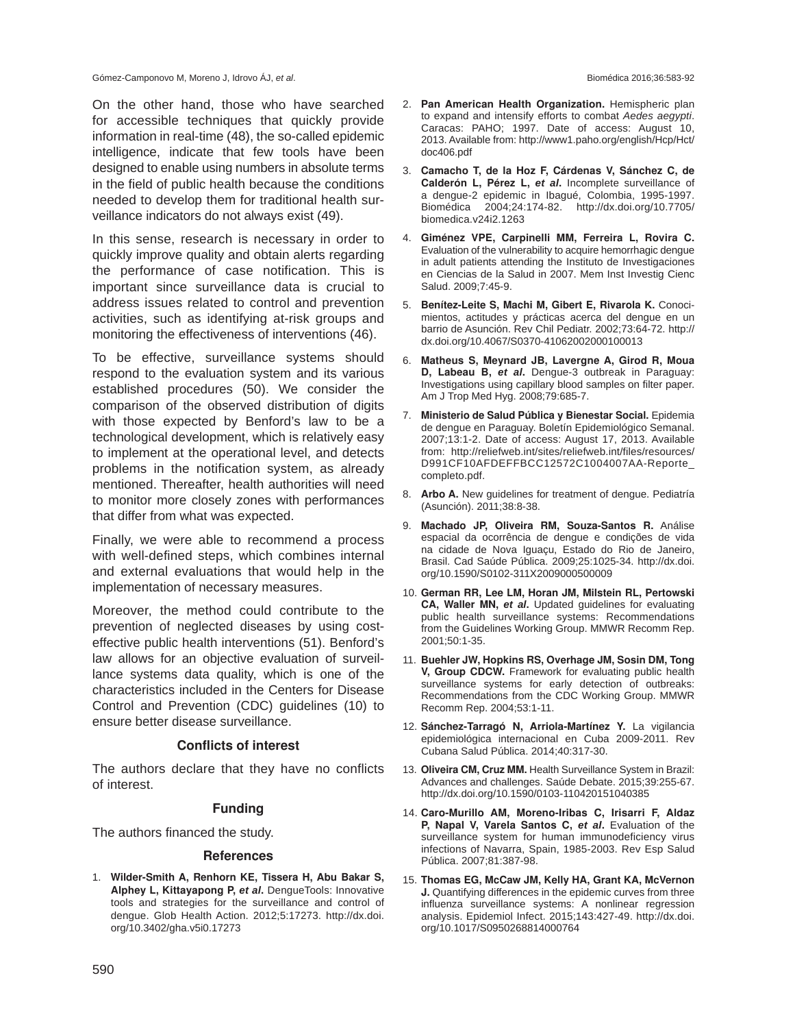On the other hand, those who have searched for accessible techniques that quickly provide information in real-time (48), the so-called epidemic intelligence, indicate that few tools have been designed to enable using numbers in absolute terms in the field of public health because the conditions needed to develop them for traditional health surveillance indicators do not always exist (49).

In this sense, research is necessary in order to quickly improve quality and obtain alerts regarding the performance of case notification. This is important since surveillance data is crucial to address issues related to control and prevention activities, such as identifying at-risk groups and monitoring the effectiveness of interventions (46).

To be effective, surveillance systems should respond to the evaluation system and its various established procedures (50). We consider the comparison of the observed distribution of digits with those expected by Benford's law to be a technological development, which is relatively easy to implement at the operational level, and detects problems in the notification system, as already mentioned. Thereafter, health authorities will need to monitor more closely zones with performances that differ from what was expected.

Finally, we were able to recommend a process with well-defined steps, which combines internal and external evaluations that would help in the implementation of necessary measures.

Moreover, the method could contribute to the prevention of neglected diseases by using cost-effective public health interventions (51). Benford's law allows for an objective evaluation of surveillance systems data quality, which is one of the characteristics included in the Centers for Disease Control and Prevention (CDC) guidelines (10) to ensure better disease surveillance.

### Conflicts of interest

The authors declare that they have no conflicts of interest.

### Funding

The authors financed the study.

### References

1. **Wilder-Smith A, Renhorn KE, Tissera H, Abu Bakar S, Alphey L, Kittayapong P, *et al*.** DengueTools: Innovative tools and strategies for the surveillance and control of dengue. Glob Health Action. 2012;5:17273. http://dx.doi.org/10.3402/gha.v5i0.17273
2. **Pan American Health Organization.** Hemispheric plan to expand and intensify efforts to combat *Aedes aegypti*. Caracas: PAHO; 1997. Date of access: August 10, 2013. Available from: http://www1.paho.org/english/Hcp/Hct/doc406.pdf
3. **Camacho T, de la Hoz F, Cárdenas V, Sánchez C, de Calderón L, Pérez L, *et al*.** Incomplete surveillance of a dengue-2 epidemic in Ibagué, Colombia, 1995-1997. Biomédica 2004;24:174-82. http://dx.doi.org/10.7705/biomedica.v24i2.1263
4. **Giménez VPE, Carpinelli MM, Ferreira L, Rovira C.** Evaluation of the vulnerability to acquire hemorrhagic dengue in adult patients attending the Instituto de Investigaciones en Ciencias de la Salud in 2007. Mem Inst Investig Cienc Salud. 2009;7:45-9.
5. **Benítez-Leite S, Machi M, Gibert E, Rivarola K.** Conocimientos, actitudes y prácticas acerca del dengue en un barrio de Asunción. Rev Chil Pediatr. 2002;73:64-72. http://dx.doi.org/10.4067/S0370-41062002000100013
6. **Matheus S, Meynard JB, Lavergne A, Girod R, Moua D, Labeau B, *et al*.** Dengue-3 outbreak in Paraguay: Investigations using capillary blood samples on filter paper. Am J Trop Med Hyg. 2008;79:685-7.
7. **Ministerio de Salud Pública y Bienestar Social.** Epidemia de dengue en Paraguay. Boletín Epidemiológico Semanal. 2007;13:1-2. Date of access: August 17, 2013. Available from: http://reliefweb.int/sites/reliefweb.int/files/resources/D991CF10AFDEFFBCC12572C1004007AA-Reporte_completo.pdf.
8. **Arbo A.** New guidelines for treatment of dengue. Pediatría (Asunción). 2011;38:8-38.
9. **Machado JP, Oliveira RM, Souza-Santos R.** Análise espacial da ocorrência de dengue e condições de vida na cidade de Nova Iguaçu, Estado do Rio de Janeiro, Brasil. Cad Saúde Pública. 2009;25:1025-34. http://dx.doi.org/10.1590/S0102-311X2009000500009
10. **German RR, Lee LM, Horan JM, Milstein RL, Pertowski CA, Waller MN, *et al*.** Updated guidelines for evaluating public health surveillance systems: Recommendations from the Guidelines Working Group. MMWR Recomm Rep. 2001;50:1-35.
11. **Buehler JW, Hopkins RS, Overhage JM, Sosin DM, Tong V, Group CDCW.** Framework for evaluating public health surveillance systems for early detection of outbreaks: Recommendations from the CDC Working Group. MMWR Recomm Rep. 2004;53:1-11.
12. **Sánchez-Tarragó N, Arriola-Martínez Y.** La vigilancia epidemiológica internacional en Cuba 2009-2011. Rev Cubana Salud Pública. 2014;40:317-30.
13. **Oliveira CM, Cruz MM.** Health Surveillance System in Brazil: Advances and challenges. Saúde Debate. 2015;39:255-67. http://dx.doi.org/10.1590/0103-110420151040385
14. **Caro-Murillo AM, Moreno-Iribas C, Irisarri F, Aldaz P, Napal V, Varela Santos C, *et al*.** Evaluation of the surveillance system for human immunodeficiency virus infections of Navarra, Spain, 1985-2003. Rev Esp Salud Pública. 2007;81:387-98.
15. **Thomas EG, McCaw JM, Kelly HA, Grant KA, McVernon J.** Quantifying differences in the epidemic curves from three influenza surveillance systems: A nonlinear regression analysis. Epidemiol Infect. 2015;143:427-49. http://dx.doi.org/10.1017/S0950268814000764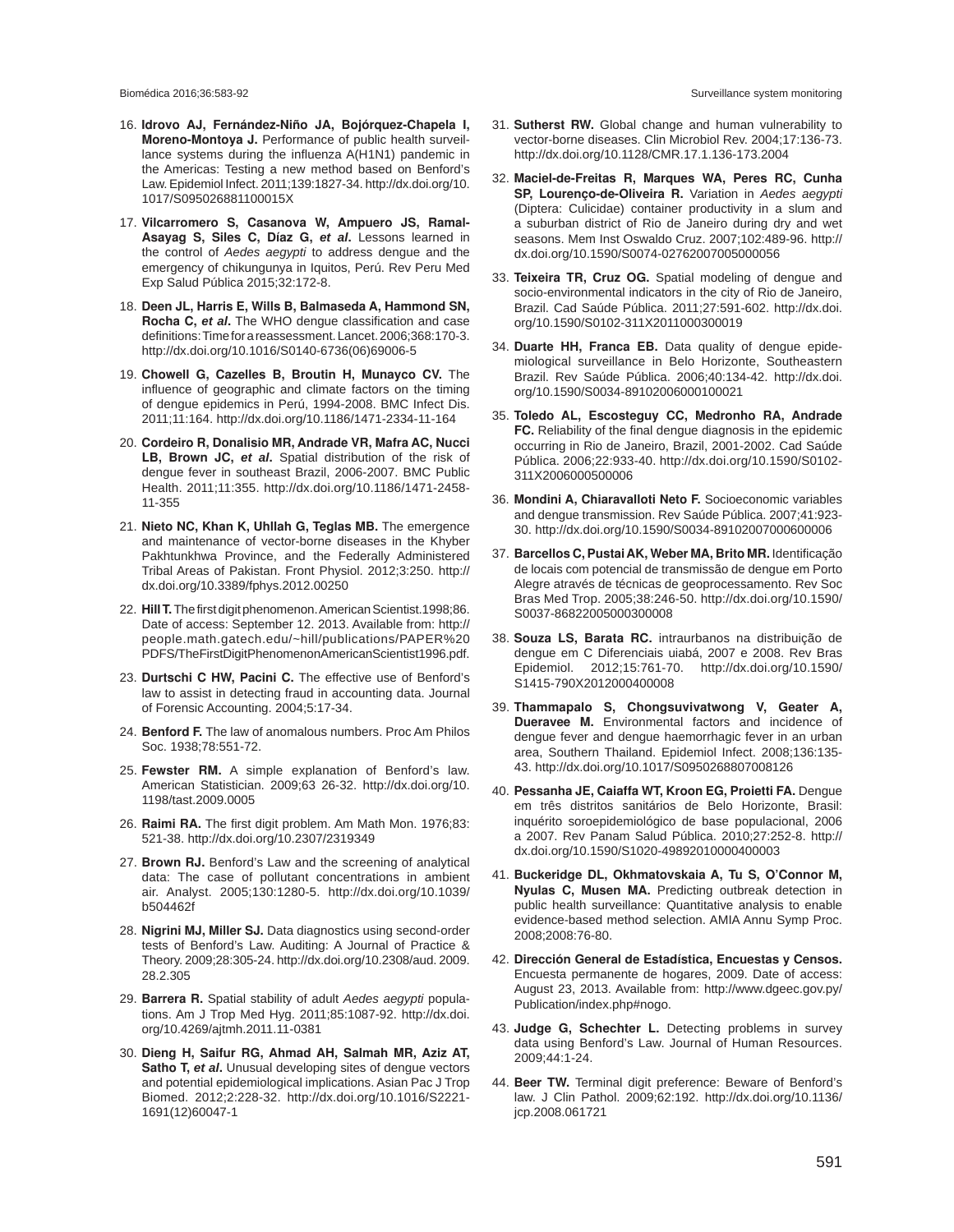16. **Idrovo AJ, Fernández-Niño JA, Bojórquez-Chapela I, Moreno-Montoya J.** Performance of public health surveillance systems during the influenza A(H1N1) pandemic in the Americas: Testing a new method based on Benford's Law. Epidemiol Infect. 2011;139:1827-34. http://dx.doi.org/10.1017/S095026881100015X

17. **Vilcarromero S, Casanova W, Ampuero JS, Ramal-Asayag S, Siles C, Díaz G, *et al*.** Lessons learned in the control of *Aedes aegypti* to address dengue and the emergency of chikungunya in Iquitos, Perú. Rev Peru Med Exp Salud Pública 2015;32:172-8.

18. **Deen JL, Harris E, Wills B, Balmaseda A, Hammond SN, Rocha C, *et al*.** The WHO dengue classification and case definitions: Time for a reassessment. Lancet. 2006;368:170-3. http://dx.doi.org/10.1016/S0140-6736(06)69006-5

19. **Chowell G, Cazelles B, Broutin H, Munayco CV.** The influence of geographic and climate factors on the timing of dengue epidemics in Perú, 1994-2008. BMC Infect Dis. 2011;11:164. http://dx.doi.org/10.1186/1471-2334-11-164

20. **Cordeiro R, Donalisio MR, Andrade VR, Mafra AC, Nucci LB, Brown JC, *et al*.** Spatial distribution of the risk of dengue fever in southeast Brazil, 2006-2007. BMC Public Health. 2011;11:355. http://dx.doi.org/10.1186/1471-2458-11-355

21. **Nieto NC, Khan K, Uhllah G, Teglas MB.** The emergence and maintenance of vector-borne diseases in the Khyber Pakhtunkhwa Province, and the Federally Administered Tribal Areas of Pakistan. Front Physiol. 2012;3:250. http://dx.doi.org/10.3389/fphys.2012.00250

22. **Hill T.** The first digit phenomenon. American Scientist.1998;86. Date of access: September 12. 2013. Available from: http://people.math.gatech.edu/~hill/publications/PAPER%20PDFS/TheFirstDigitPhenomenonAmericanScientist1996.pdf.

23. **Durtschi C HW, Pacini C.** The effective use of Benford's law to assist in detecting fraud in accounting data. Journal of Forensic Accounting. 2004;5:17-34.

24. **Benford F.** The law of anomalous numbers. Proc Am Philos Soc. 1938;78:551-72.

25. **Fewster RM.** A simple explanation of Benford's law. American Statistician. 2009;63 26-32. http://dx.doi.org/10.1198/tast.2009.0005

26. **Raimi RA.** The first digit problem. Am Math Mon. 1976;83:521-38. http://dx.doi.org/10.2307/2319349

27. **Brown RJ.** Benford's Law and the screening of analytical data: The case of pollutant concentrations in ambient air. Analyst. 2005;130:1280-5. http://dx.doi.org/10.1039/b504462f

28. **Nigrini MJ, Miller SJ.** Data diagnostics using second-order tests of Benford's Law. Auditing: A Journal of Practice & Theory. 2009;28:305-24. http://dx.doi.org/10.2308/aud.2009.28.2.305

29. **Barrera R.** Spatial stability of adult *Aedes aegypti* populations. Am J Trop Med Hyg. 2011;85:1087-92. http://dx.doi.org/10.4269/ajtmh.2011.11-0381

30. **Dieng H, Saifur RG, Ahmad AH, Salmah MR, Aziz AT, Satho T, *et al*.** Unusual developing sites of dengue vectors and potential epidemiological implications. Asian Pac J Trop Biomed. 2012;2:228-32. http://dx.doi.org/10.1016/S2221-1691(12)60047-1

31. **Sutherst RW.** Global change and human vulnerability to vector-borne diseases. Clin Microbiol Rev. 2004;17:136-73. http://dx.doi.org/10.1128/CMR.17.1.136-173.2004

32. **Maciel-de-Freitas R, Marques WA, Peres RC, Cunha SP, Lourenço-de-Oliveira R.** Variation in *Aedes aegypti* (Diptera: Culicidae) container productivity in a slum and a suburban district of Rio de Janeiro during dry and wet seasons. Mem Inst Oswaldo Cruz. 2007;102:489-96. http://dx.doi.org/10.1590/S0074-02762007005000056

33. **Teixeira TR, Cruz OG.** Spatial modeling of dengue and socio-environmental indicators in the city of Rio de Janeiro, Brazil. Cad Saúde Pública. 2011;27:591-602. http://dx.doi.org/10.1590/S0102-311X2011000300019

34. **Duarte HH, Franca EB.** Data quality of dengue epidemiological surveillance in Belo Horizonte, Southeastern Brazil. Rev Saúde Pública. 2006;40:134-42. http://dx.doi.org/10.1590/S0034-89102006000100021

35. **Toledo AL, Escosteguy CC, Medronho RA, Andrade FC.** Reliability of the final dengue diagnosis in the epidemic occurring in Rio de Janeiro, Brazil, 2001-2002. Cad Saúde Pública. 2006;22:933-40. http://dx.doi.org/10.1590/S0102-311X2006000500006

36. **Mondini A, Chiaravalloti Neto F.** Socioeconomic variables and dengue transmission. Rev Saúde Pública. 2007;41:923-30. http://dx.doi.org/10.1590/S0034-89102007000600006

37. **Barcellos C, Pustai AK, Weber MA, Brito MR.** Identificação de locais com potencial de transmissão de dengue em Porto Alegre através de técnicas de geoprocessamento. Rev Soc Bras Med Trop. 2005;38:246-50. http://dx.doi.org/10.1590/S0037-86822005000300008

38. **Souza LS, Barata RC.** intraurbanos na distribuição de dengue em C Diferenciais uiabá, 2007 e 2008. Rev Bras Epidemiol. 2012;15:761-70. http://dx.doi.org/10.1590/S1415-790X2012000400008

39. **Thammapalo S, Chongsuvivatwong V, Geater A, Dueravee M.** Environmental factors and incidence of dengue fever and dengue haemorrhagic fever in an urban area, Southern Thailand. Epidemiol Infect. 2008;136:135-43. http://dx.doi.org/10.1017/S0950268807008126

40. **Pessanha JE, Caiaffa WT, Kroon EG, Proietti FA.** Dengue em três distritos sanitários de Belo Horizonte, Brasil: inquérito soroepidemiológico de base populacional, 2006 a 2007. Rev Panam Salud Pública. 2010;27:252-8. http://dx.doi.org/10.1590/S1020-49892010000400003

41. **Buckeridge DL, Okhmatovskaia A, Tu S, O'Connor M, Nyulas C, Musen MA.** Predicting outbreak detection in public health surveillance: Quantitative analysis to enable evidence-based method selection. AMIA Annu Symp Proc. 2008;2008:76-80.

42. **Dirección General de Estadística, Encuestas y Censos.** Encuesta permanente de hogares, 2009. Date of access: August 23, 2013. Available from: http://www.dgeec.gov.py/Publication/index.php#nogo.

43. **Judge G, Schechter L.** Detecting problems in survey data using Benford's Law. Journal of Human Resources. 2009;44:1-24.

44. **Beer TW.** Terminal digit preference: Beware of Benford's law. J Clin Pathol. 2009;62:192. http://dx.doi.org/10.1136/jcp.2008.061721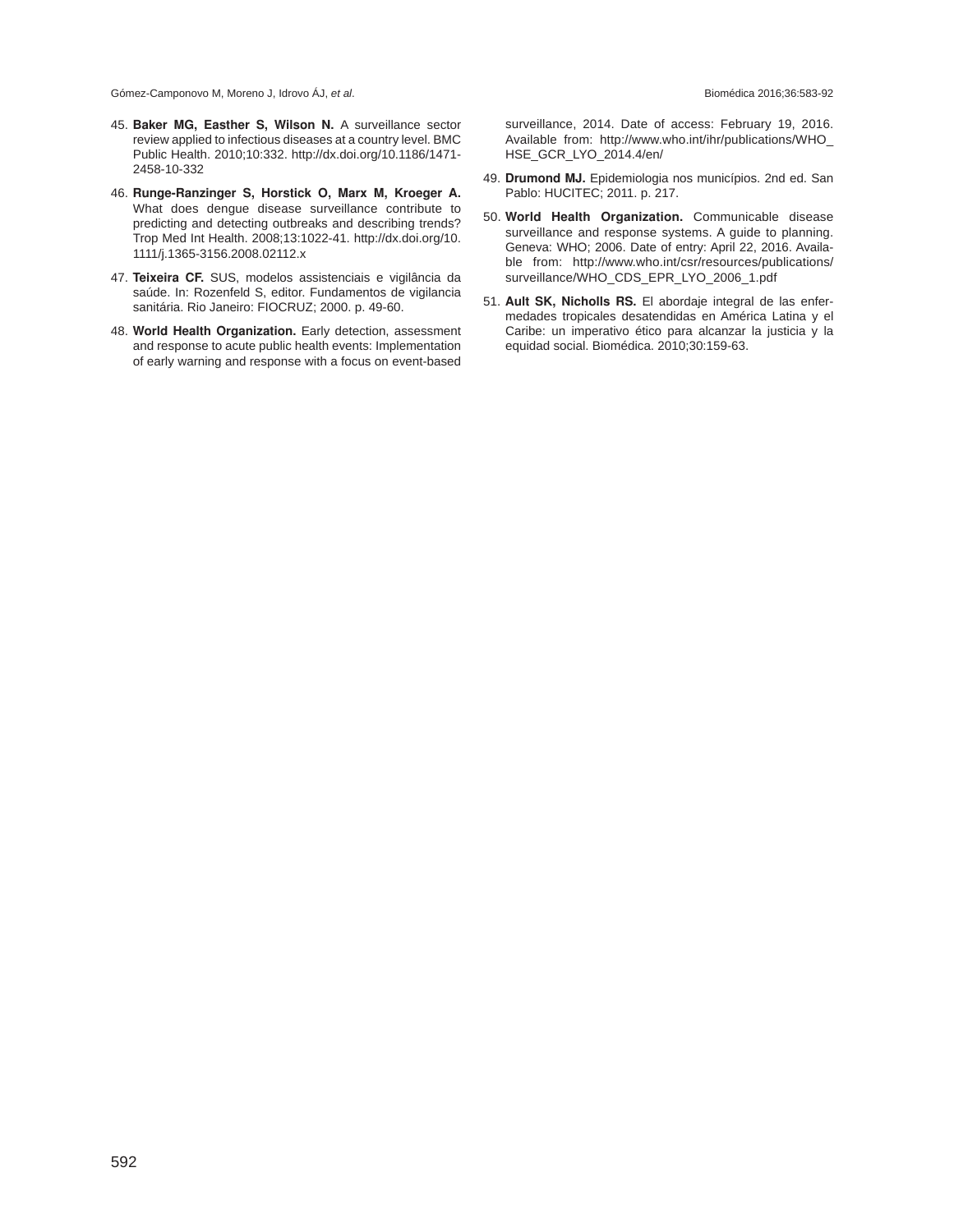45. **Baker MG, Easther S, Wilson N.** A surveillance sector review applied to infectious diseases at a country level. BMC Public Health. 2010;10:332. http://dx.doi.org/10.1186/1471-2458-10-332

46. **Runge-Ranzinger S, Horstick O, Marx M, Kroeger A.** What does dengue disease surveillance contribute to predicting and detecting outbreaks and describing trends? Trop Med Int Health. 2008;13:1022-41. http://dx.doi.org/10.1111/j.1365-3156.2008.02112.x

47. **Teixeira CF.** SUS, modelos assistenciais e vigilância da saúde. In: Rozenfeld S, editor. Fundamentos de vigilancia sanitária. Rio Janeiro: FIOCRUZ; 2000. p. 49-60.

48. **World Health Organization.** Early detection, assessment and response to acute public health events: Implementation of early warning and response with a focus on event-based surveillance, 2014. Date of access: February 19, 2016. Available from: http://www.who.int/ihr/publications/WHO_HSE_GCR_LYO_2014.4/en/

49. **Drumond MJ.** Epidemiologia nos municípios. 2nd ed. San Pablo: HUCITEC; 2011. p. 217.

50. **World Health Organization.** Communicable disease surveillance and response systems. A guide to planning. Geneva: WHO; 2006. Date of entry: April 22, 2016. Available from: http://www.who.int/csr/resources/publications/surveillance/WHO_CDS_EPR_LYO_2006_1.pdf

51. **Ault SK, Nicholls RS.** El abordaje integral de las enfermedades tropicales desatendidas en América Latina y el Caribe: un imperativo ético para alcanzar la justicia y la equidad social. Biomédica. 2010;30:159-63.